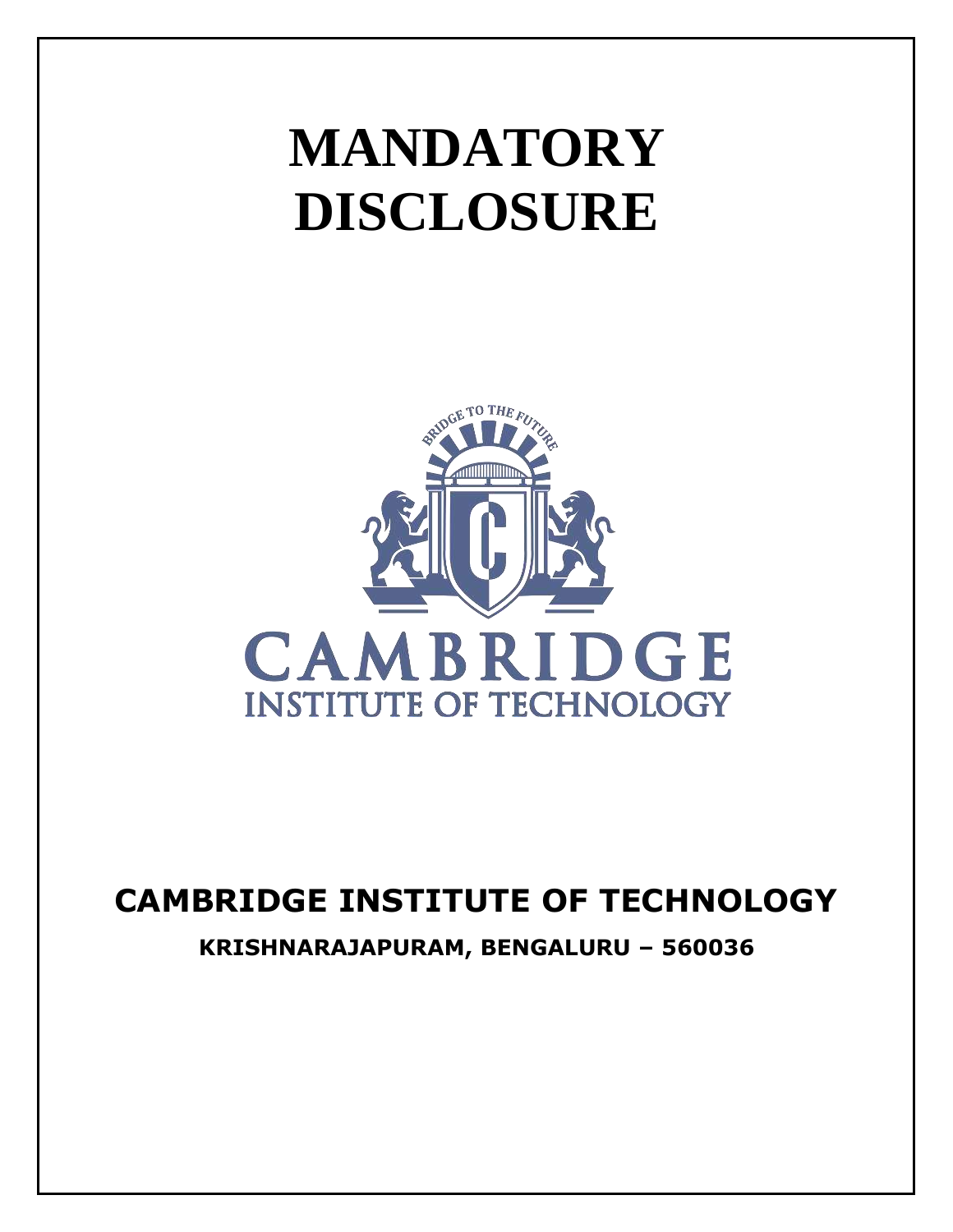# MANDATORY DISCLOSURE

**CAMBRIDGE INSTITUTE OF TECHNOLOGY**

**KRISHNARAJAPURAM, BENGALURU – 560036**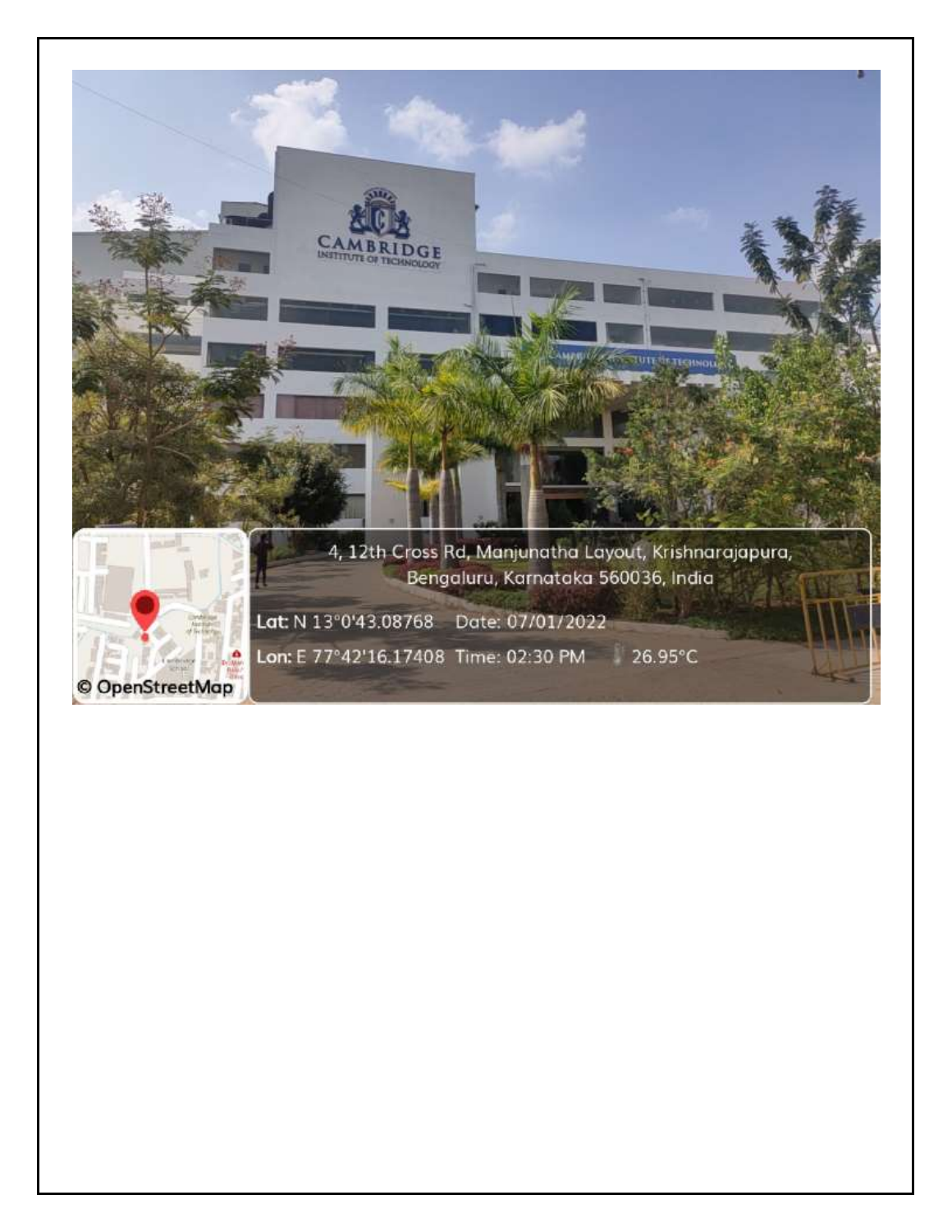4, 12th Cross Rd, Manjunatha Layout, Krishnarajapura, Bengaluru, Karnataka 560036, India

Lat: N 13°0'43.08768 Date: 07/01/2022

Lon: E 77°42'16.17408 Time: 02:30 PM 26.95°C

© OpenStreetMap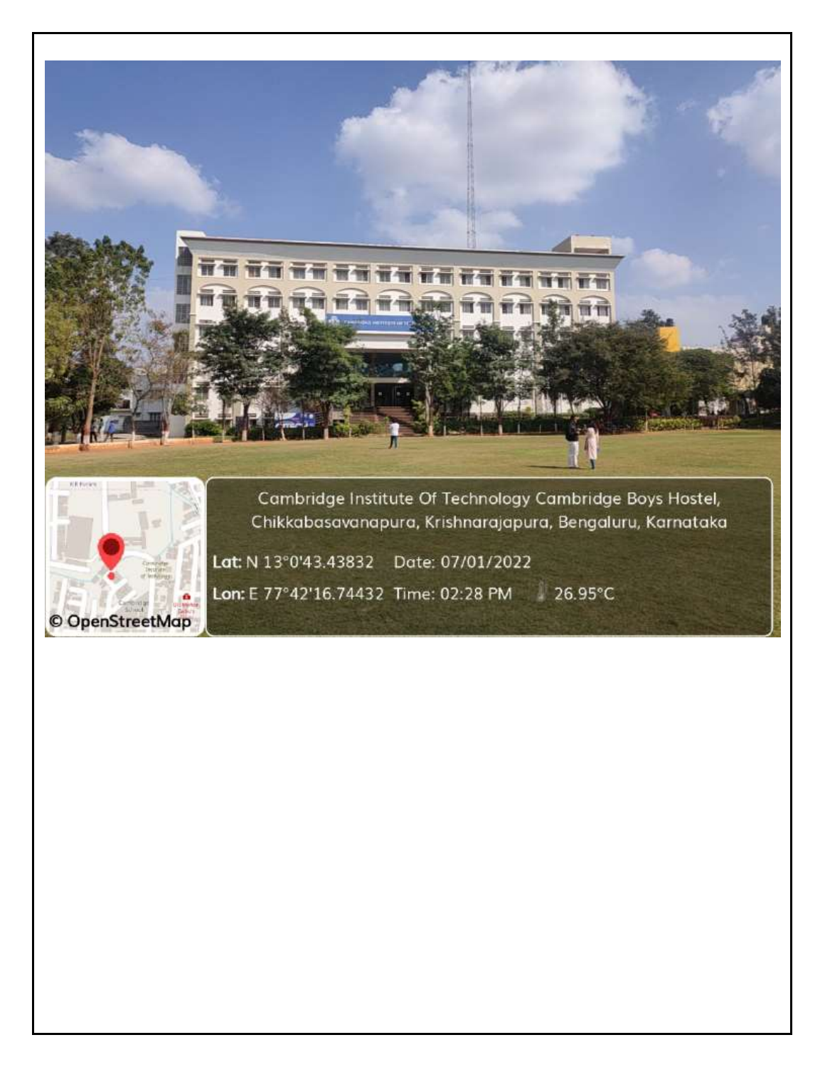Cambridge Institute Of Technology Cambridge Boys Hostel, Chikkabasavanapura, Krishnarajapura, Bengaluru, Karnataka

Lat: N 13°0'43.43832 Date: 07/01/2022

Lon: E 77°42'16.74432 Time: 02:28 PM 26.95°C

© OpenStreetMap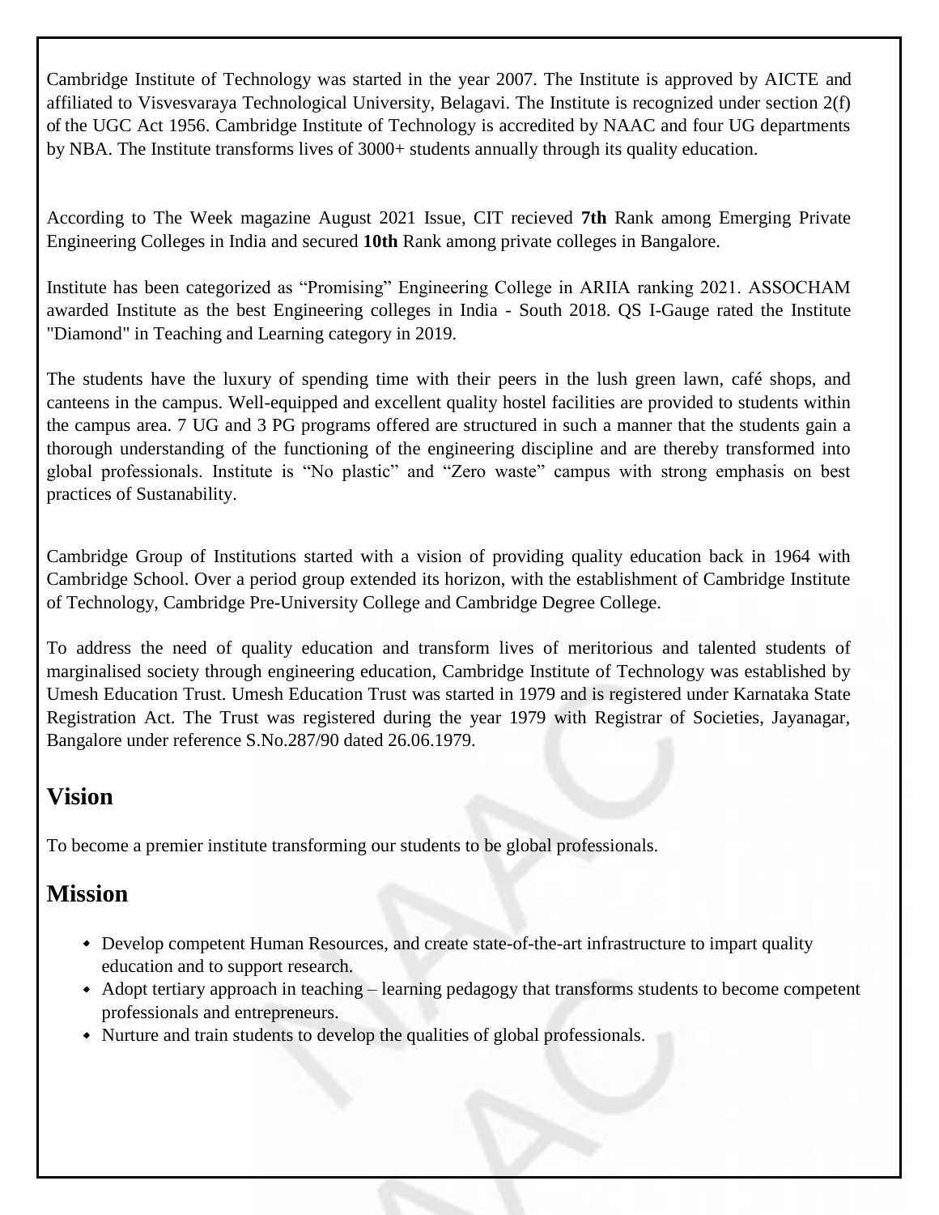Cambridge Institute of Technology was started in the year 2007. The Institute is approved by AICTE and affiliated to Visvesvaraya Technological University, Belagavi. The Institute is recognized under section 2(f) of the UGC Act 1956. Cambridge Institute of Technology is accredited by NAAC and four UG departments by NBA. The Institute transforms lives of 3000+ students annually through its quality education.

According to The Week magazine August 2021 Issue, CIT recieved **7th** Rank among Emerging Private Engineering Colleges in India and secured **10th** Rank among private colleges in Bangalore.

Institute has been categorized as "Promising" Engineering College in ARIIA ranking 2021. ASSOCHAM awarded Institute as the best Engineering colleges in India - South 2018. QS I-Gauge rated the Institute "Diamond" in Teaching and Learning category in 2019.

The students have the luxury of spending time with their peers in the lush green lawn, café shops, and canteens in the campus. Well-equipped and excellent quality hostel facilities are provided to students within the campus area. 7 UG and 3 PG programs offered are structured in such a manner that the students gain a thorough understanding of the functioning of the engineering discipline and are thereby transformed into global professionals. Institute is "No plastic" and "Zero waste" campus with strong emphasis on best practices of Sustanability.

Cambridge Group of Institutions started with a vision of providing quality education back in 1964 with Cambridge School. Over a period group extended its horizon, with the establishment of Cambridge Institute of Technology, Cambridge Pre-University College and Cambridge Degree College.

To address the need of quality education and transform lives of meritorious and talented students of marginalised society through engineering education, Cambridge Institute of Technology was established by Umesh Education Trust. Umesh Education Trust was started in 1979 and is registered under Karnataka State Registration Act. The Trust was registered during the year 1979 with Registrar of Societies, Jayanagar, Bangalore under reference S.No.287/90 dated 26.06.1979.

## Vision

To become a premier institute transforming our students to be global professionals.

## Mission

- Develop competent Human Resources, and create state-of-the-art infrastructure to impart quality education and to support research.
- Adopt tertiary approach in teaching – learning pedagogy that transforms students to become competent professionals and entrepreneurs.
- Nurture and train students to develop the qualities of global professionals.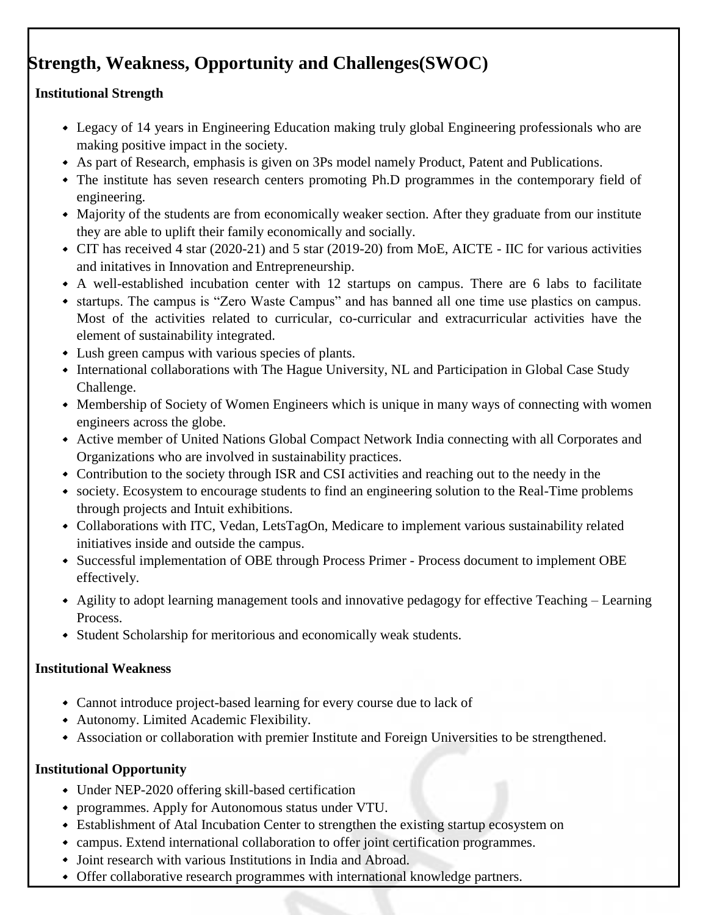## Strength, Weakness, Opportunity and Challenges(SWOC)

**Institutional Strength**

- Legacy of 14 years in Engineering Education making truly global Engineering professionals who are making positive impact in the society.
- As part of Research, emphasis is given on 3Ps model namely Product, Patent and Publications.
- The institute has seven research centers promoting Ph.D programmes in the contemporary field of engineering.
- Majority of the students are from economically weaker section. After they graduate from our institute they are able to uplift their family economically and socially.
- CIT has received 4 star (2020-21) and 5 star (2019-20) from MoE, AICTE - IIC for various activities and initatives in Innovation and Entrepreneurship.
- A well-established incubation center with 12 startups on campus. There are 6 labs to facilitate
- startups. The campus is "Zero Waste Campus" and has banned all one time use plastics on campus. Most of the activities related to curricular, co-curricular and extracurricular activities have the element of sustainability integrated.
- Lush green campus with various species of plants.
- International collaborations with The Hague University, NL and Participation in Global Case Study Challenge.
- Membership of Society of Women Engineers which is unique in many ways of connecting with women engineers across the globe.
- Active member of United Nations Global Compact Network India connecting with all Corporates and Organizations who are involved in sustainability practices.
- Contribution to the society through ISR and CSI activities and reaching out to the needy in the
- society. Ecosystem to encourage students to find an engineering solution to the Real-Time problems through projects and Intuit exhibitions.
- Collaborations with ITC, Vedan, LetsTagOn, Medicare to implement various sustainability related initiatives inside and outside the campus.
- Successful implementation of OBE through Process Primer - Process document to implement OBE effectively.
- Agility to adopt learning management tools and innovative pedagogy for effective Teaching – Learning Process.
- Student Scholarship for meritorious and economically weak students.

**Institutional Weakness**

- Cannot introduce project-based learning for every course due to lack of
- Autonomy. Limited Academic Flexibility.
- Association or collaboration with premier Institute and Foreign Universities to be strengthened.

**Institutional Opportunity**

- Under NEP-2020 offering skill-based certification
- programmes. Apply for Autonomous status under VTU.
- Establishment of Atal Incubation Center to strengthen the existing startup ecosystem on
- campus. Extend international collaboration to offer joint certification programmes.
- Joint research with various Institutions in India and Abroad.
- Offer collaborative research programmes with international knowledge partners.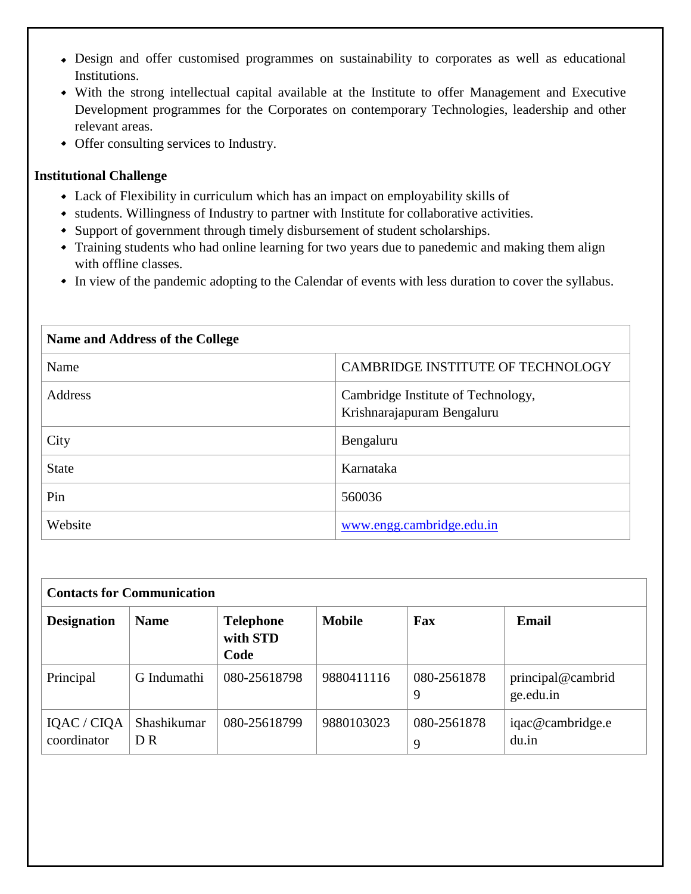- Design and offer customised programmes on sustainability to corporates as well as educational Institutions.
- With the strong intellectual capital available at the Institute to offer Management and Executive Development programmes for the Corporates on contemporary Technologies, leadership and other relevant areas.
- Offer consulting services to Industry.

**Institutional Challenge**

- Lack of Flexibility in curriculum which has an impact on employability skills of
- students. Willingness of Industry to partner with Institute for collaborative activities.
- Support of government through timely disbursement of student scholarships.
- Training students who had online learning for two years due to panedemic and making them align with offline classes.
- In view of the pandemic adopting to the Calendar of events with less duration to cover the syllabus.

| **Name and Address of the College** | |
|---|---|
| Name | CAMBRIDGE INSTITUTE OF TECHNOLOGY |
| Address | Cambridge Institute of Technology, Krishnarajapuram Bengaluru |
| City | Bengaluru |
| State | Karnataka |
| Pin | 560036 |
| Website | www.engg.cambridge.edu.in |

| **Contacts for Communication** | | | | | |
|---|---|---|---|---|---|
| **Designation** | **Name** | **Telephone with STD Code** | **Mobile** | **Fax** | **Email** |
| Principal | G Indumathi | 080-25618798 | 9880411116 | 080-25618789 | principal@cambridge.edu.in |
| IQAC / CIQA coordinator | Shashikumar D R | 080-25618799 | 9880103023 | 080-25618789 | iqac@cambridge.edu.in |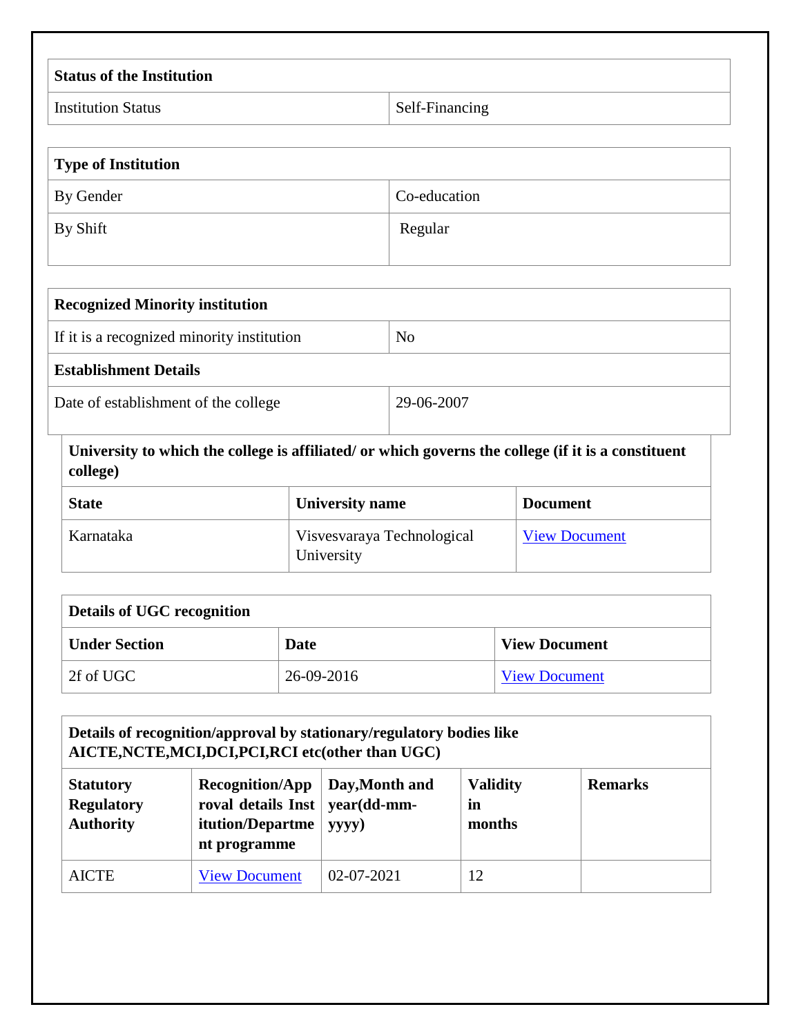| Status of the Institution | |
|---|---|
| Institution Status | Self-Financing |

| Type of Institution | |
|---|---|
| By Gender | Co-education |
| By Shift | Regular |

| Recognized Minority institution | |
|---|---|
| If it is a recognized minority institution | No |
| **Establishment Details** | |
| Date of establishment of the college | 29-06-2007 |

**University to which the college is affiliated/ or which governs the college (if it is a constituent college)**

| State | University name | Document |
|---|---|---|
| Karnataka | Visvesvaraya Technological University | View Document |

**Details of UGC recognition**

| Under Section | Date | View Document |
|---|---|---|
| 2f of UGC | 26-09-2016 | View Document |

**Details of recognition/approval by stationary/regulatory bodies like AICTE,NCTE,MCI,DCI,PCI,RCI etc(other than UGC)**

| Statutory Regulatory Authority | Recognition/Approval details Institution/Department programme | Day,Month and year(dd-mm-yyyy) | Validity in months | Remarks |
|---|---|---|---|---|
| AICTE | View Document | 02-07-2021 | 12 | |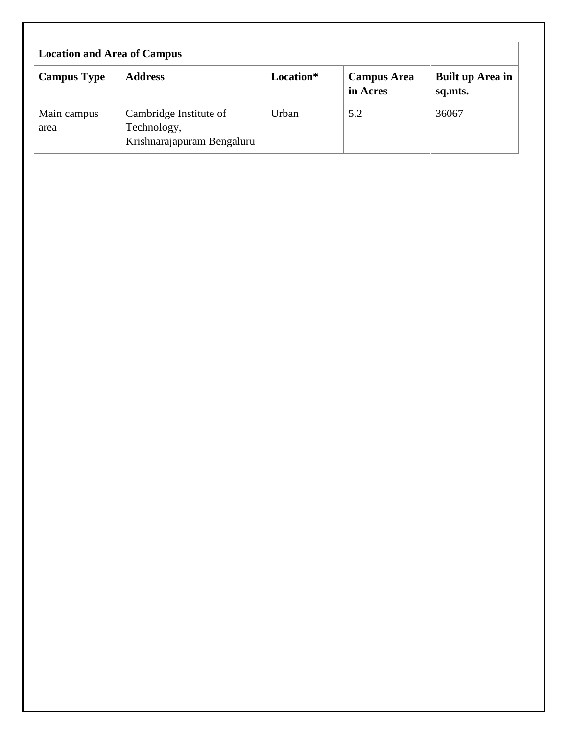| Location and Area of Campus | | | | |
|---|---|---|---|---|
| **Campus Type** | **Address** | **Location*** | **Campus Area in Acres** | **Built up Area in sq.mts.** |
| Main campus area | Cambridge Institute of Technology, Krishnarajapuram Bengaluru | Urban | 5.2 | 36067 |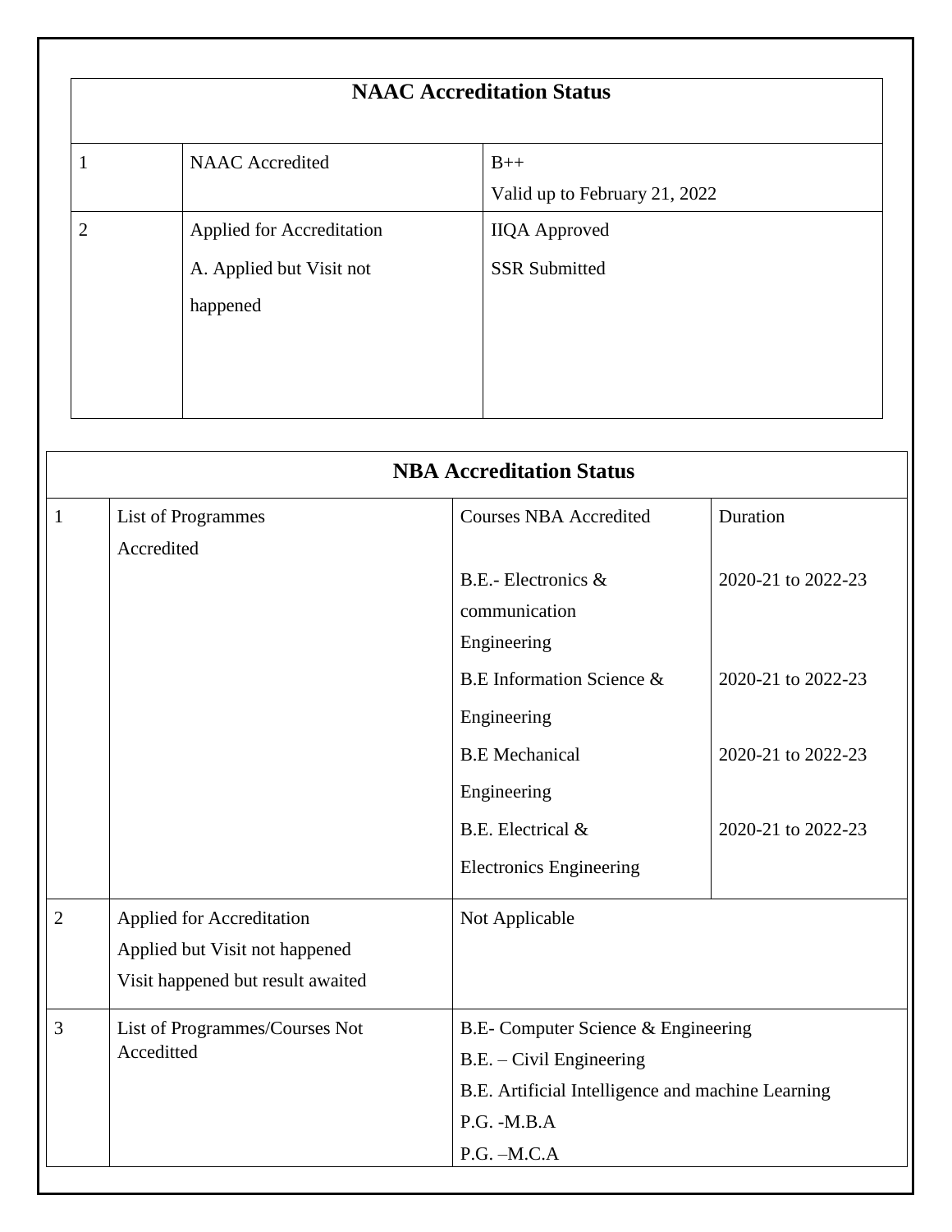| NAAC Accreditation Status | | |
|---|---|---|
| 1 | NAAC Accredited | B++<br>Valid up to February 21, 2022 |
| 2 | Applied for Accreditation<br>A. Applied but Visit not happened | IIQA Approved<br>SSR Submitted |

| NBA Accreditation Status | | | |
|---|---|---|---|
| 1 | List of Programmes Accredited | Courses NBA Accredited | Duration |
| | | B.E.- Electronics & communication Engineering | 2020-21 to 2022-23 |
| | | B.E Information Science & Engineering | 2020-21 to 2022-23 |
| | | B.E Mechanical Engineering | 2020-21 to 2022-23 |
| | | B.E. Electrical & Electronics Engineering | 2020-21 to 2022-23 |
| 2 | Applied for Accreditation<br>Applied but Visit not happened<br>Visit happened but result awaited | Not Applicable | |
| 3 | List of Programmes/Courses Not Acceditted | B.E- Computer Science & Engineering<br>B.E. – Civil Engineering<br>B.E. Artificial Intelligence and machine Learning<br>P.G. -M.B.A<br>P.G. –M.C.A | |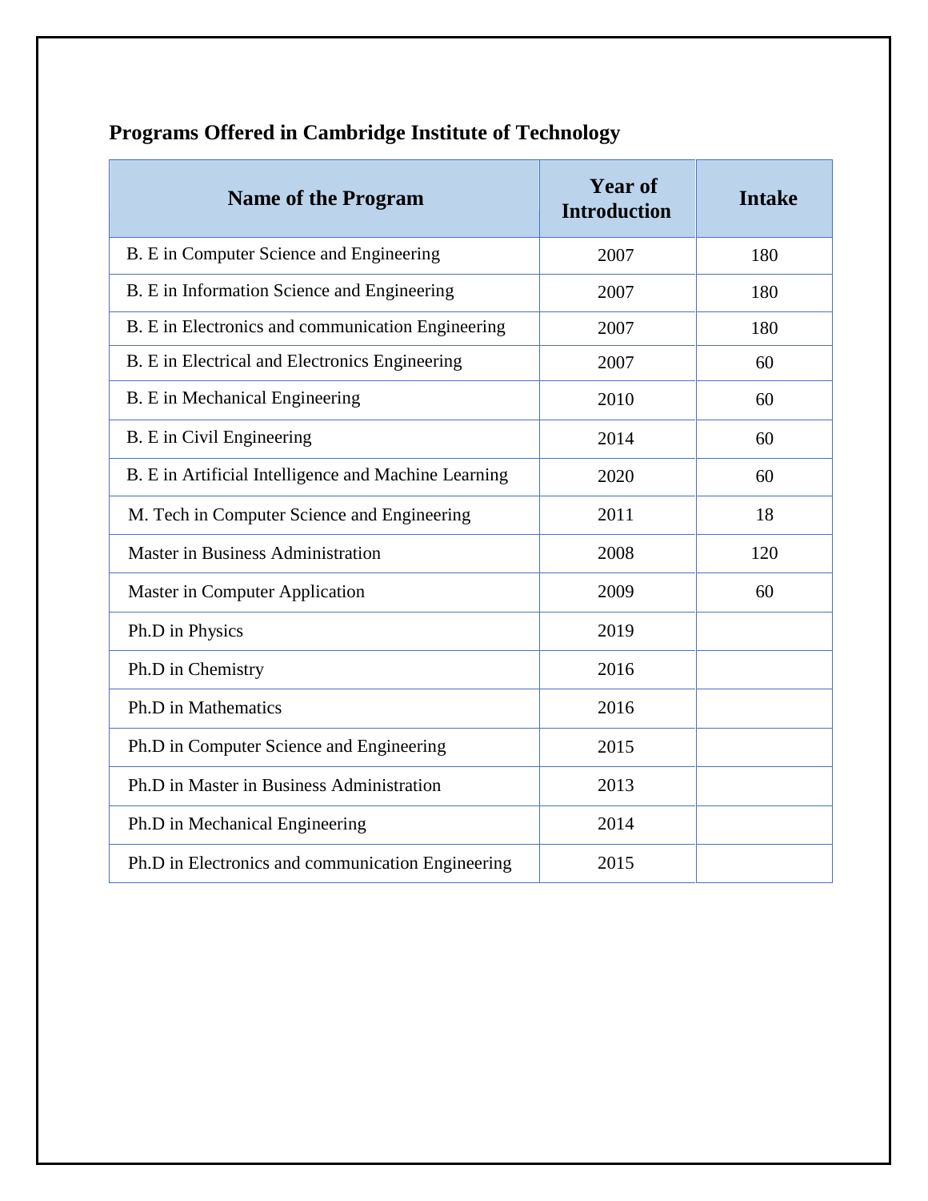### Programs Offered in Cambridge Institute of Technology

| Name of the Program | Year of Introduction | Intake |
|---|---|---|
| B. E in Computer Science and Engineering | 2007 | 180 |
| B. E in Information Science and Engineering | 2007 | 180 |
| B. E in Electronics and communication Engineering | 2007 | 180 |
| B. E in Electrical and Electronics Engineering | 2007 | 60 |
| B. E in Mechanical Engineering | 2010 | 60 |
| B. E in Civil Engineering | 2014 | 60 |
| B. E in Artificial Intelligence and Machine Learning | 2020 | 60 |
| M. Tech in Computer Science and Engineering | 2011 | 18 |
| Master in Business Administration | 2008 | 120 |
| Master in Computer Application | 2009 | 60 |
| Ph.D in Physics | 2019 | |
| Ph.D in Chemistry | 2016 | |
| Ph.D in Mathematics | 2016 | |
| Ph.D in Computer Science and Engineering | 2015 | |
| Ph.D in Master in Business Administration | 2013 | |
| Ph.D in Mechanical Engineering | 2014 | |
| Ph.D in Electronics and communication Engineering | 2015 | |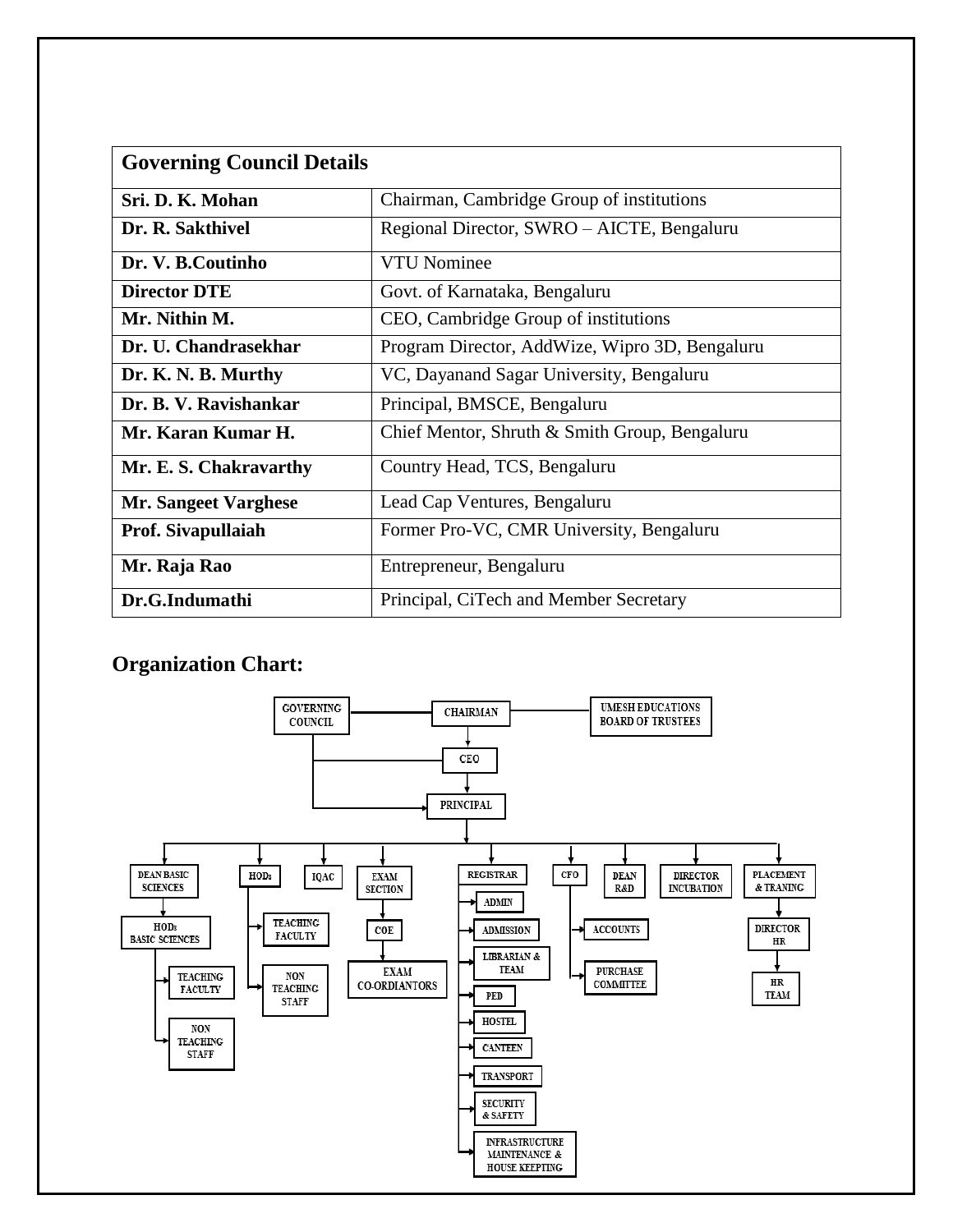| Governing Council Details | |
|---|---|
| **Sri. D. K. Mohan** | Chairman, Cambridge Group of institutions |
| **Dr. R. Sakthivel** | Regional Director, SWRO – AICTE, Bengaluru |
| **Dr. V. B.Coutinho** | VTU Nominee |
| **Director DTE** | Govt. of Karnataka, Bengaluru |
| **Mr. Nithin M.** | CEO, Cambridge Group of institutions |
| **Dr. U. Chandrasekhar** | Program Director, AddWize, Wipro 3D, Bengaluru |
| **Dr. K. N. B. Murthy** | VC, Dayanand Sagar University, Bengaluru |
| **Dr. B. V. Ravishankar** | Principal, BMSCE, Bengaluru |
| **Mr. Karan Kumar H.** | Chief Mentor, Shruth & Smith Group, Bengaluru |
| **Mr. E. S. Chakravarthy** | Country Head, TCS, Bengaluru |
| **Mr. Sangeet Varghese** | Lead Cap Ventures, Bengaluru |
| **Prof. Sivapullaiah** | Former Pro-VC, CMR University, Bengaluru |
| **Mr. Raja Rao** | Entrepreneur, Bengaluru |
| **Dr.G.Indumathi** | Principal, CiTech and Member Secretary |

## Organization Chart:

- GOVERNING COUNCIL — CHAIRMAN — UMESH EDUCATIONS BOARD OF TRUSTEES
  - CEO
    - PRINCIPAL
      - DEAN BASIC SCIENCES
        - HODs BASIC SCIENCES
          - TEACHING FACULTY
          - NON TEACHING STAFF
      - HODs
        - TEACHING FACULTY
        - NON TEACHING STAFF
      - IQAC
      - EXAM SECTION
        - COE
          - EXAM CO-ORDIANTORS
      - REGISTRAR
        - ADMIN
        - ADMISSION
        - LIBRARIAN & TEAM
        - PED
        - HOSTEL
        - CANTEEN
        - TRANSPORT
        - SECURITY & SAFETY
        - INFRASTRUCTURE MAINTENANCE & HOUSE KEEPING
      - CFO
        - ACCOUNTS
        - PURCHASE COMMITTEE
      - DEAN R&D
      - DIRECTOR INCUBATION
      - PLACEMENT & TRANING
        - DIRECTOR HR
          - HR TEAM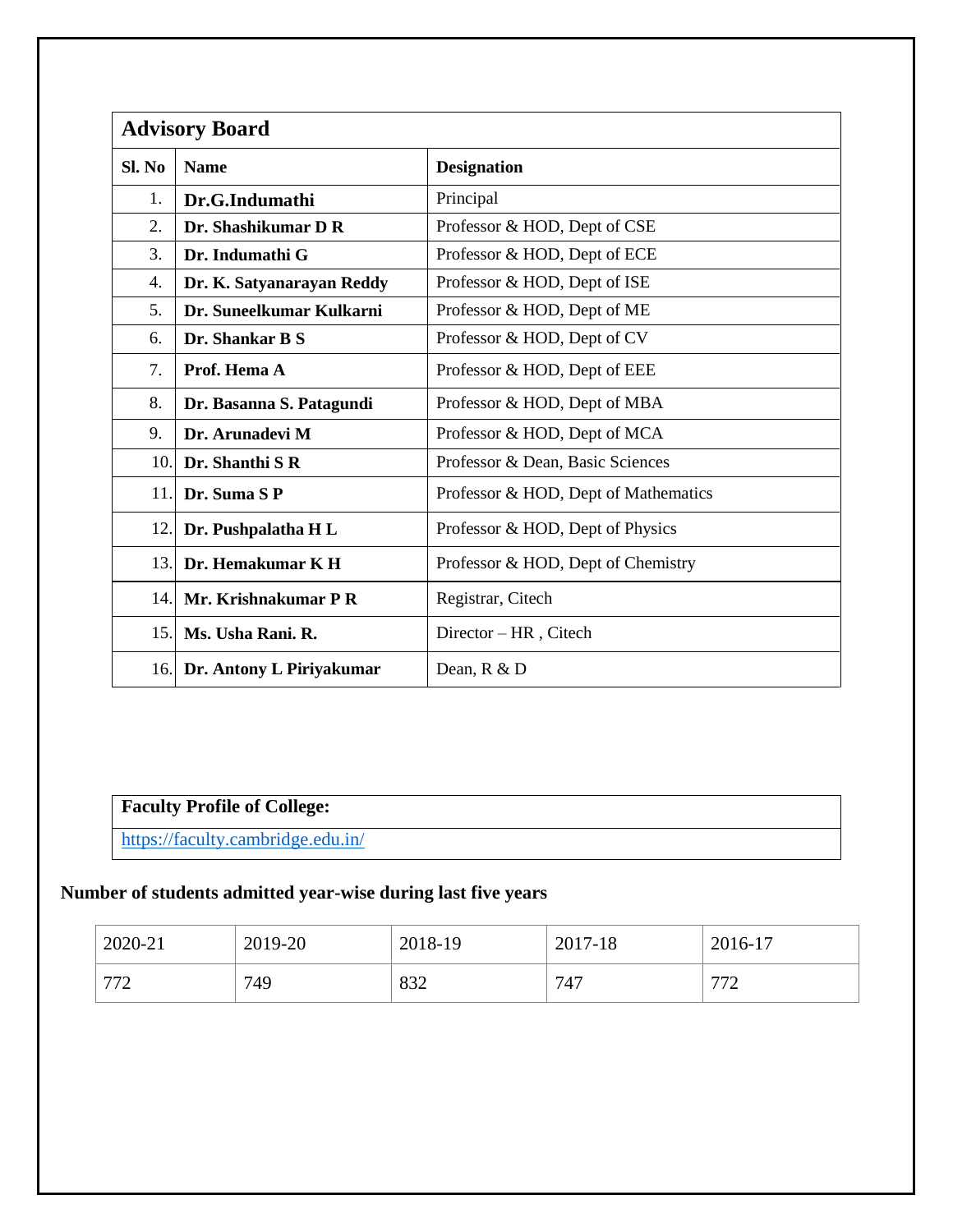| Advisory Board | | |
|---|---|---|
| **Sl. No** | **Name** | **Designation** |
| 1. | **Dr.G.Indumathi** | Principal |
| 2. | **Dr. Shashikumar D R** | Professor & HOD, Dept of CSE |
| 3. | **Dr. Indumathi G** | Professor & HOD, Dept of ECE |
| 4. | **Dr. K. Satyanarayan Reddy** | Professor & HOD, Dept of ISE |
| 5. | **Dr. Suneelkumar Kulkarni** | Professor & HOD, Dept of ME |
| 6. | **Dr. Shankar B S** | Professor & HOD, Dept of CV |
| 7. | **Prof. Hema A** | Professor & HOD, Dept of EEE |
| 8. | **Dr. Basanna S. Patagundi** | Professor & HOD, Dept of MBA |
| 9. | **Dr. Arunadevi M** | Professor & HOD, Dept of MCA |
| 10. | **Dr. Shanthi S R** | Professor & Dean, Basic Sciences |
| 11. | **Dr. Suma S P** | Professor & HOD, Dept of Mathematics |
| 12. | **Dr. Pushpalatha H L** | Professor & HOD, Dept of Physics |
| 13. | **Dr. Hemakumar K H** | Professor & HOD, Dept of Chemistry |
| 14. | **Mr. Krishnakumar P R** | Registrar, Citech |
| 15. | **Ms. Usha Rani. R.** | Director – HR , Citech |
| 16. | **Dr. Antony L Piriyakumar** | Dean, R & D |

| **Faculty Profile of College:** |
|---|
| https://faculty.cambridge.edu.in/ |

**Number of students admitted year-wise during last five years**

| 2020-21 | 2019-20 | 2018-19 | 2017-18 | 2016-17 |
|---|---|---|---|---|
| 772 | 749 | 832 | 747 | 772 |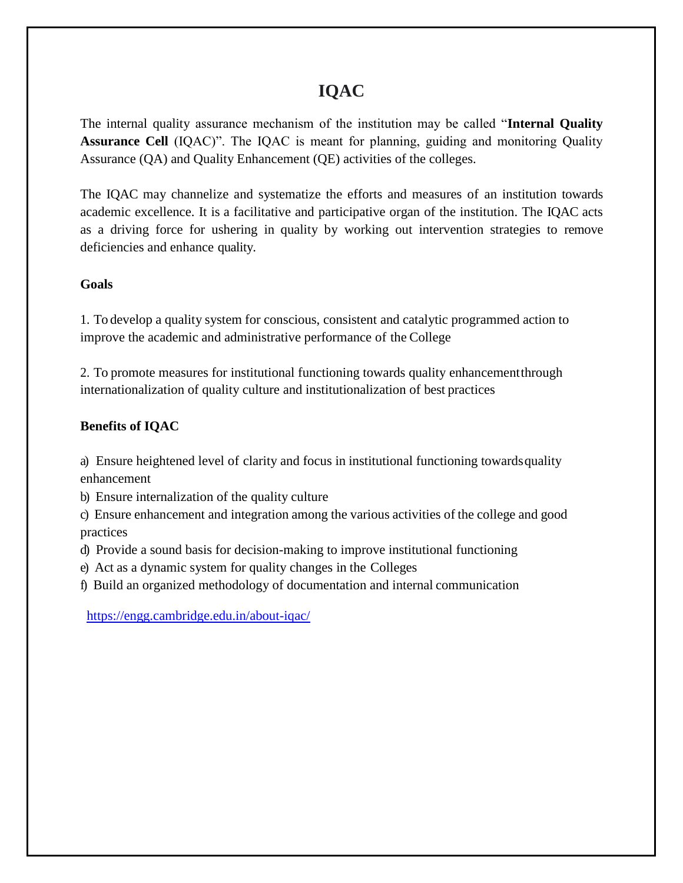# IQAC

The internal quality assurance mechanism of the institution may be called "**Internal Quality Assurance Cell** (IQAC)". The IQAC is meant for planning, guiding and monitoring Quality Assurance (QA) and Quality Enhancement (QE) activities of the colleges.

The IQAC may channelize and systematize the efforts and measures of an institution towards academic excellence. It is a facilitative and participative organ of the institution. The IQAC acts as a driving force for ushering in quality by working out intervention strategies to remove deficiencies and enhance quality.

**Goals**

1. To develop a quality system for conscious, consistent and catalytic programmed action to improve the academic and administrative performance of the College

2. To promote measures for institutional functioning towards quality enhancementthrough internationalization of quality culture and institutionalization of best practices

**Benefits of IQAC**

a) Ensure heightened level of clarity and focus in institutional functioning towardsquality enhancement
b) Ensure internalization of the quality culture
c) Ensure enhancement and integration among the various activities of the college and good practices
d) Provide a sound basis for decision-making to improve institutional functioning
e) Act as a dynamic system for quality changes in the Colleges
f) Build an organized methodology of documentation and internal communication

https://engg.cambridge.edu.in/about-iqac/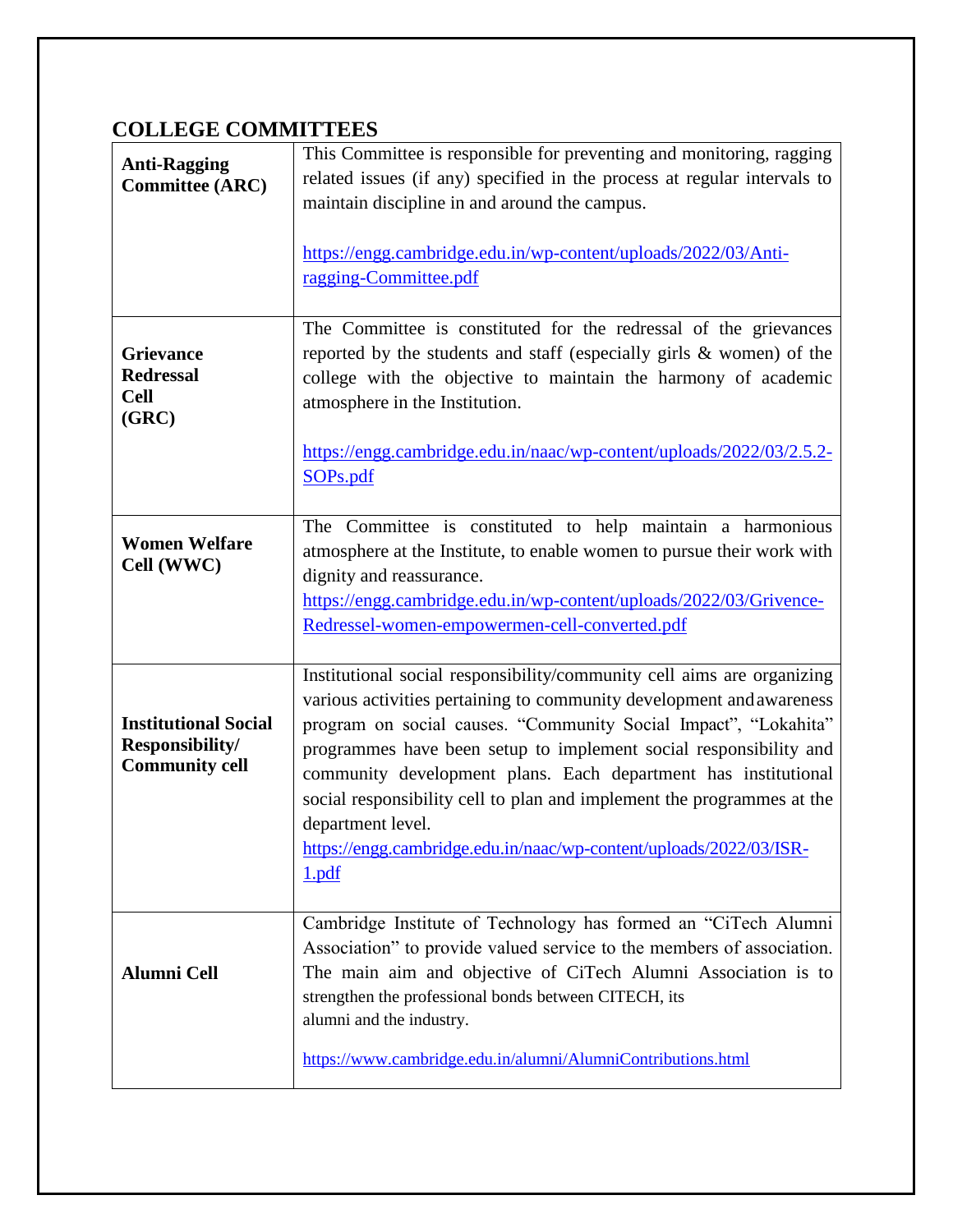## COLLEGE COMMITTEES

| | |
|---|---|
| **Anti-Ragging Committee (ARC)** | This Committee is responsible for preventing and monitoring, ragging related issues (if any) specified in the process at regular intervals to maintain discipline in and around the campus.<br><br>https://engg.cambridge.edu.in/wp-content/uploads/2022/03/Anti-ragging-Committee.pdf |
| **Grievance Redressal Cell (GRC)** | The Committee is constituted for the redressal of the grievances reported by the students and staff (especially girls & women) of the college with the objective to maintain the harmony of academic atmosphere in the Institution.<br><br>https://engg.cambridge.edu.in/naac/wp-content/uploads/2022/03/2.5.2-SOPs.pdf |
| **Women Welfare Cell (WWC)** | The Committee is constituted to help maintain a harmonious atmosphere at the Institute, to enable women to pursue their work with dignity and reassurance.<br>https://engg.cambridge.edu.in/wp-content/uploads/2022/03/Grivence-Redressel-women-empowermen-cell-converted.pdf |
| **Institutional Social Responsibility/ Community cell** | Institutional social responsibility/community cell aims are organizing various activities pertaining to community development and awareness program on social causes. “Community Social Impact”, “Lokahita” programmes have been setup to implement social responsibility and community development plans. Each department has institutional social responsibility cell to plan and implement the programmes at the department level.<br>https://engg.cambridge.edu.in/naac/wp-content/uploads/2022/03/ISR-1.pdf |
| **Alumni Cell** | Cambridge Institute of Technology has formed an “CiTech Alumni Association” to provide valued service to the members of association. The main aim and objective of CiTech Alumni Association is to strengthen the professional bonds between CITECH, its alumni and the industry.<br><br>https://www.cambridge.edu.in/alumni/AlumniContributions.html |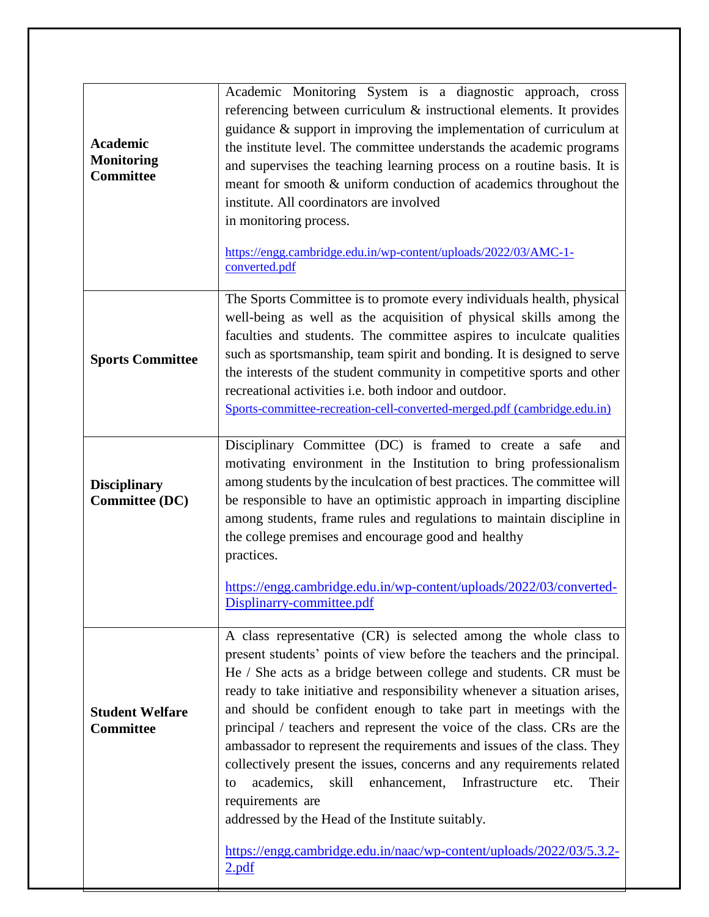| | |
|---|---|
| **Academic Monitoring Committee** | Academic Monitoring System is a diagnostic approach, cross referencing between curriculum & instructional elements. It provides guidance & support in improving the implementation of curriculum at the institute level. The committee understands the academic programs and supervises the teaching learning process on a routine basis. It is meant for smooth & uniform conduction of academics throughout the institute. All coordinators are involved in monitoring process. <br><br> https://engg.cambridge.edu.in/wp-content/uploads/2022/03/AMC-1-converted.pdf |
| **Sports Committee** | The Sports Committee is to promote every individuals health, physical well-being as well as the acquisition of physical skills among the faculties and students. The committee aspires to inculcate qualities such as sportsmanship, team spirit and bonding. It is designed to serve the interests of the student community in competitive sports and other recreational activities i.e. both indoor and outdoor. <br> Sports-committee-recreation-cell-converted-merged.pdf (cambridge.edu.in) |
| **Disciplinary Committee (DC)** | Disciplinary Committee (DC) is framed to create a safe and motivating environment in the Institution to bring professionalism among students by the inculcation of best practices. The committee will be responsible to have an optimistic approach in imparting discipline among students, frame rules and regulations to maintain discipline in the college premises and encourage good and healthy practices. <br><br> https://engg.cambridge.edu.in/wp-content/uploads/2022/03/converted-Displinarry-committee.pdf |
| **Student Welfare Committee** | A class representative (CR) is selected among the whole class to present students' points of view before the teachers and the principal. He / She acts as a bridge between college and students. CR must be ready to take initiative and responsibility whenever a situation arises, and should be confident enough to take part in meetings with the principal / teachers and represent the voice of the class. CRs are the ambassador to represent the requirements and issues of the class. They collectively present the issues, concerns and any requirements related to academics, skill enhancement, Infrastructure etc. Their requirements are addressed by the Head of the Institute suitably. <br><br> https://engg.cambridge.edu.in/naac/wp-content/uploads/2022/03/5.3.2-2.pdf |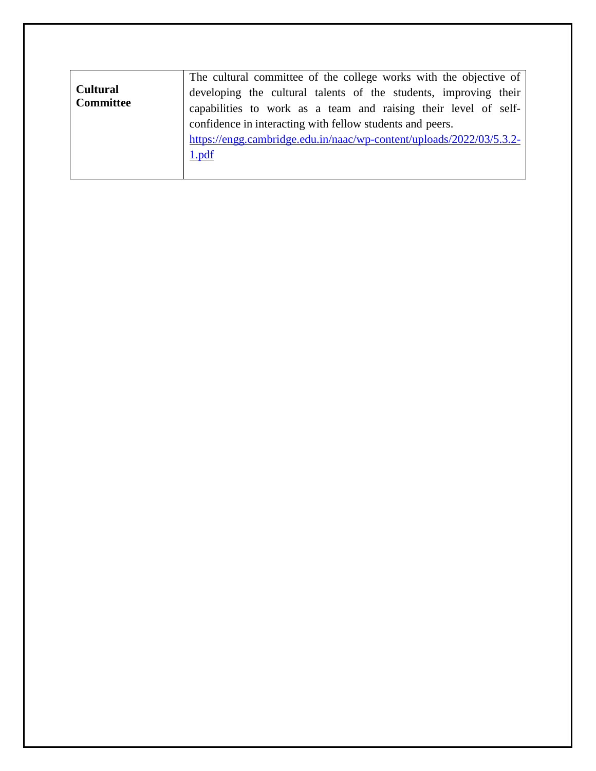| | |
|---|---|
| **Cultural Committee** | The cultural committee of the college works with the objective of developing the cultural talents of the students, improving their capabilities to work as a team and raising their level of self-confidence in interacting with fellow students and peers. https://engg.cambridge.edu.in/naac/wp-content/uploads/2022/03/5.3.2-1.pdf |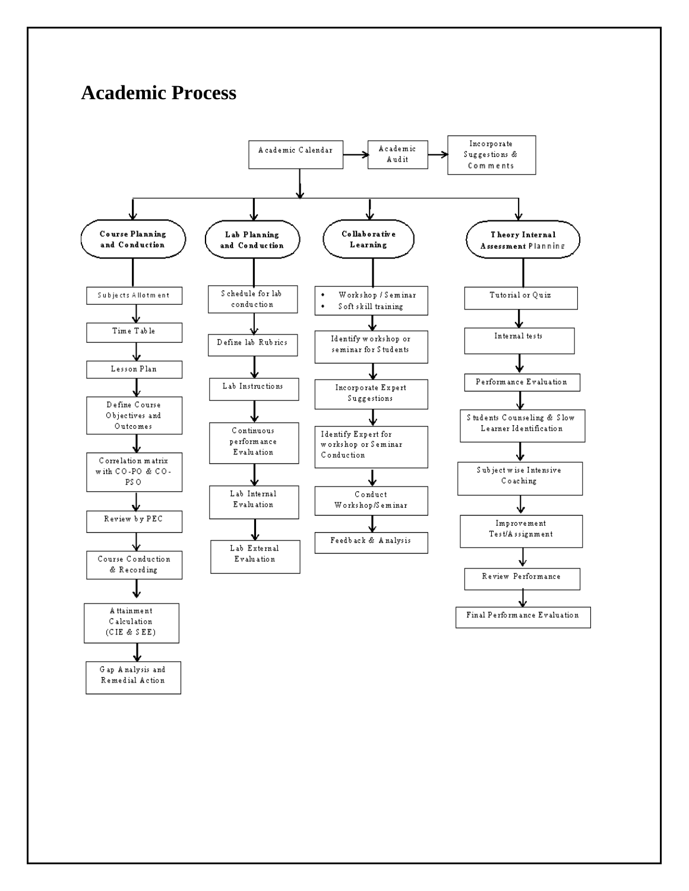# Academic Process

Academic Calendar → Academic Audit → Incorporate Suggestions & Comments

Academic Calendar ↓

**Course Planning and Conduction**

- Subjects Allotment
- Time Table
- Lesson Plan
- Define Course Objectives and Outcomes
- Correlation matrix with CO-PO & CO-PSO
- Review by PEC
- Course Conduction & Recording
- Attainment Calculation (CIE & SEE)
- Gap Analysis and Remedial Action

**Lab Planning and Conduction**

- Schedule for lab conduction
- Define lab Rubrics
- Lab Instructions
- Continuous performance Evaluation
- Lab Internal Evaluation
- Lab External Evaluation

**Collaborative Learning**

- Workshop / Seminar; Soft skill training
- Identify workshop or seminar for Students
- Incorporate Expert Suggestions
- Identify Expert for workshop or Seminar Conduction
- Conduct Workshop/Seminar
- Feedback & Analysis

**Theory Internal Assessment Planning**

- Tutorial or Quiz
- Internal tests
- Performance Evaluation
- Students Counseling & Slow Learner Identification
- Subject wise Intensive Coaching
- Improvement Test/Assignment
- Review Performance
- Final Performance Evaluation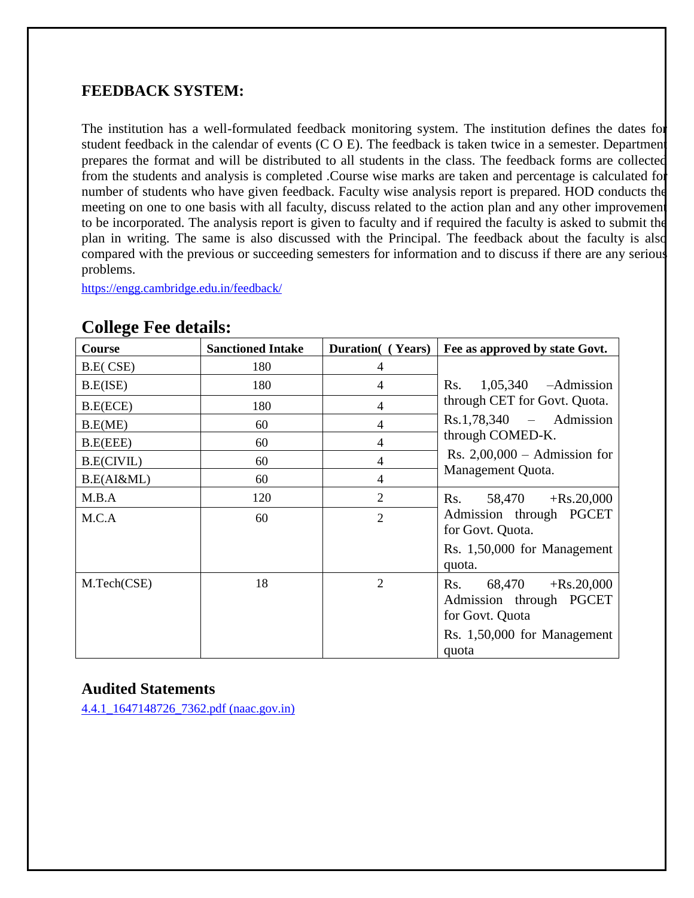## FEEDBACK SYSTEM:

The institution has a well-formulated feedback monitoring system. The institution defines the dates for student feedback in the calendar of events (C O E). The feedback is taken twice in a semester. Department prepares the format and will be distributed to all students in the class. The feedback forms are collected from the students and analysis is completed .Course wise marks are taken and percentage is calculated for number of students who have given feedback. Faculty wise analysis report is prepared. HOD conducts the meeting on one to one basis with all faculty, discuss related to the action plan and any other improvement to be incorporated. The analysis report is given to faculty and if required the faculty is asked to submit the plan in writing. The same is also discussed with the Principal. The feedback about the faculty is also compared with the previous or succeeding semesters for information and to discuss if there are any serious problems.

https://engg.cambridge.edu.in/feedback/

## College Fee details:

| Course | Sanctioned Intake | Duration( (Years) | Fee as approved by state Govt. |
|---|---|---|---|
| B.E( CSE) | 180 | 4 | Rs. 1,05,340 –Admission through CET for Govt. Quota. Rs.1,78,340 – Admission through COMED-K. Rs. 2,00,000 – Admission for Management Quota. |
| B.E(ISE) | 180 | 4 | |
| B.E(ECE) | 180 | 4 | |
| B.E(ME) | 60 | 4 | |
| B.E(EEE) | 60 | 4 | |
| B.E(CIVIL) | 60 | 4 | |
| B.E(AI&ML) | 60 | 4 | |
| M.B.A | 120 | 2 | Rs. 58,470 +Rs.20,000 Admission through PGCET for Govt. Quota. Rs. 1,50,000 for Management quota. |
| M.C.A | 60 | 2 | |
| M.Tech(CSE) | 18 | 2 | Rs. 68,470 +Rs.20,000 Admission through PGCET for Govt. Quota Rs. 1,50,000 for Management quota |

### Audited Statements

4.4.1_1647148726_7362.pdf (naac.gov.in)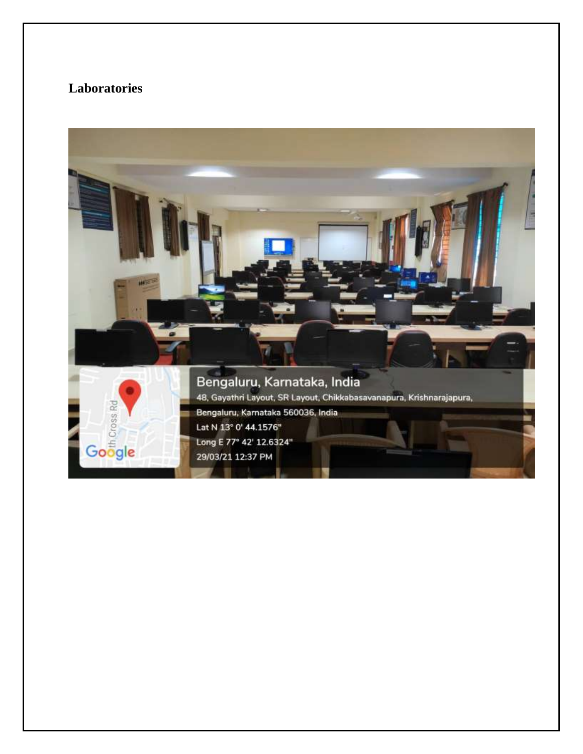**Laboratories**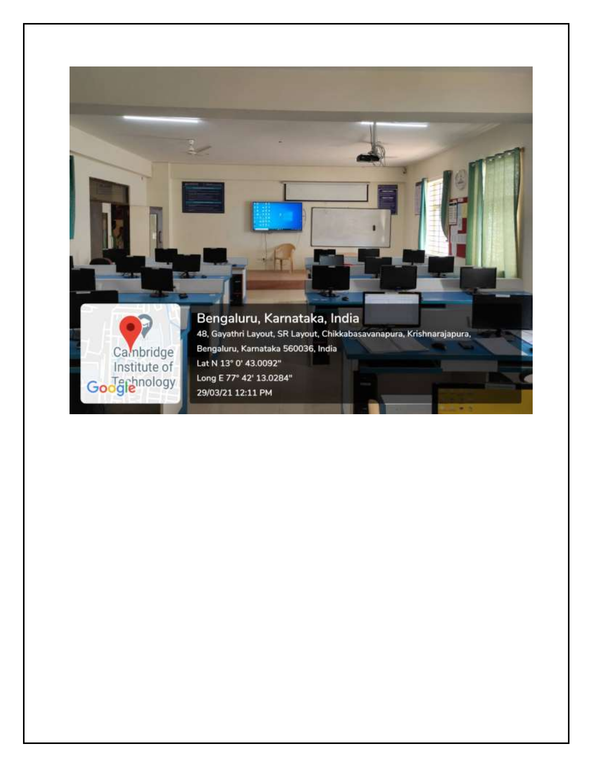Bengaluru, Karnataka, India

48, Gayathri Layout, SR Layout, Chikkabasavanapura, Krishnarajapura, Bengaluru, Karnataka 560036, India

Lat N 13° 0' 43.0092"

Long E 77° 42' 13.0284"

29/03/21 12:11 PM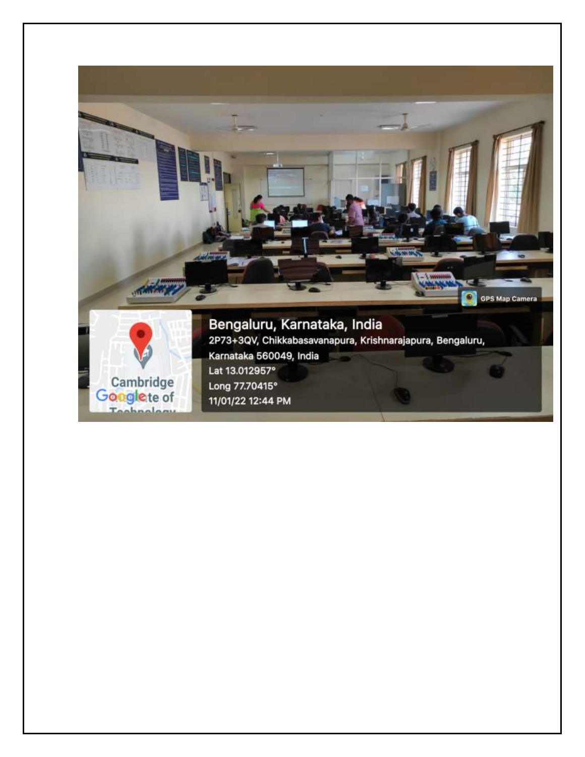GPS Map Camera

Bengaluru, Karnataka, India

2P73+3QV, Chikkabasavanapura, Krishnarajapura, Bengaluru, Karnataka 560049, India

Lat 13.012957°

Long 77.70415°

11/01/22 12:44 PM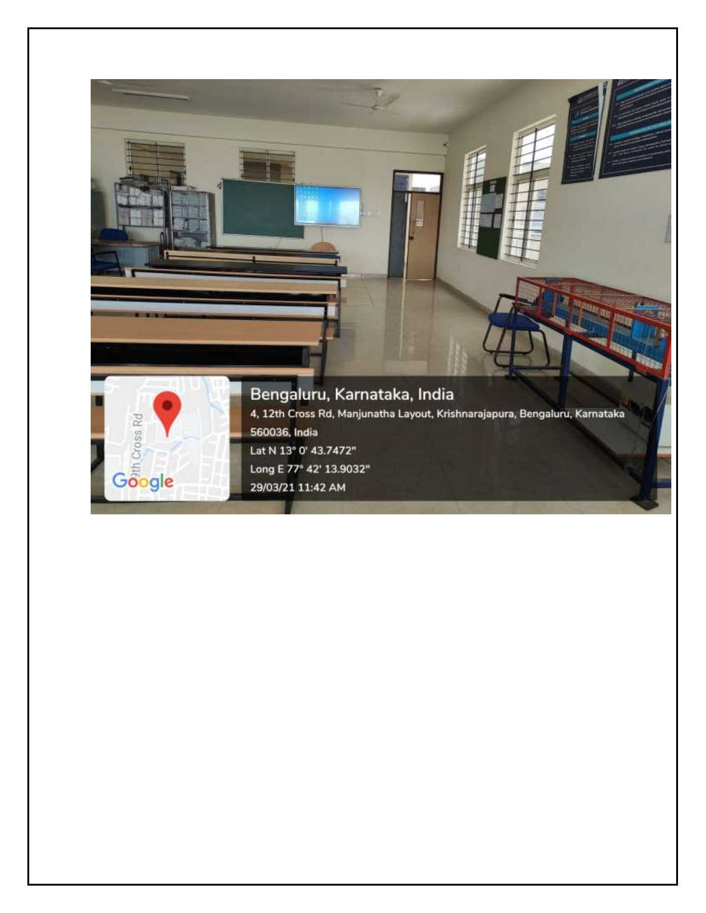Bengaluru, Karnataka, India

4, 12th Cross Rd, Manjunatha Layout, Krishnarajapura, Bengaluru, Karnataka 560036, India

Lat N 13° 0' 43.7472"

Long E 77° 42' 13.9032"

29/03/21 11:42 AM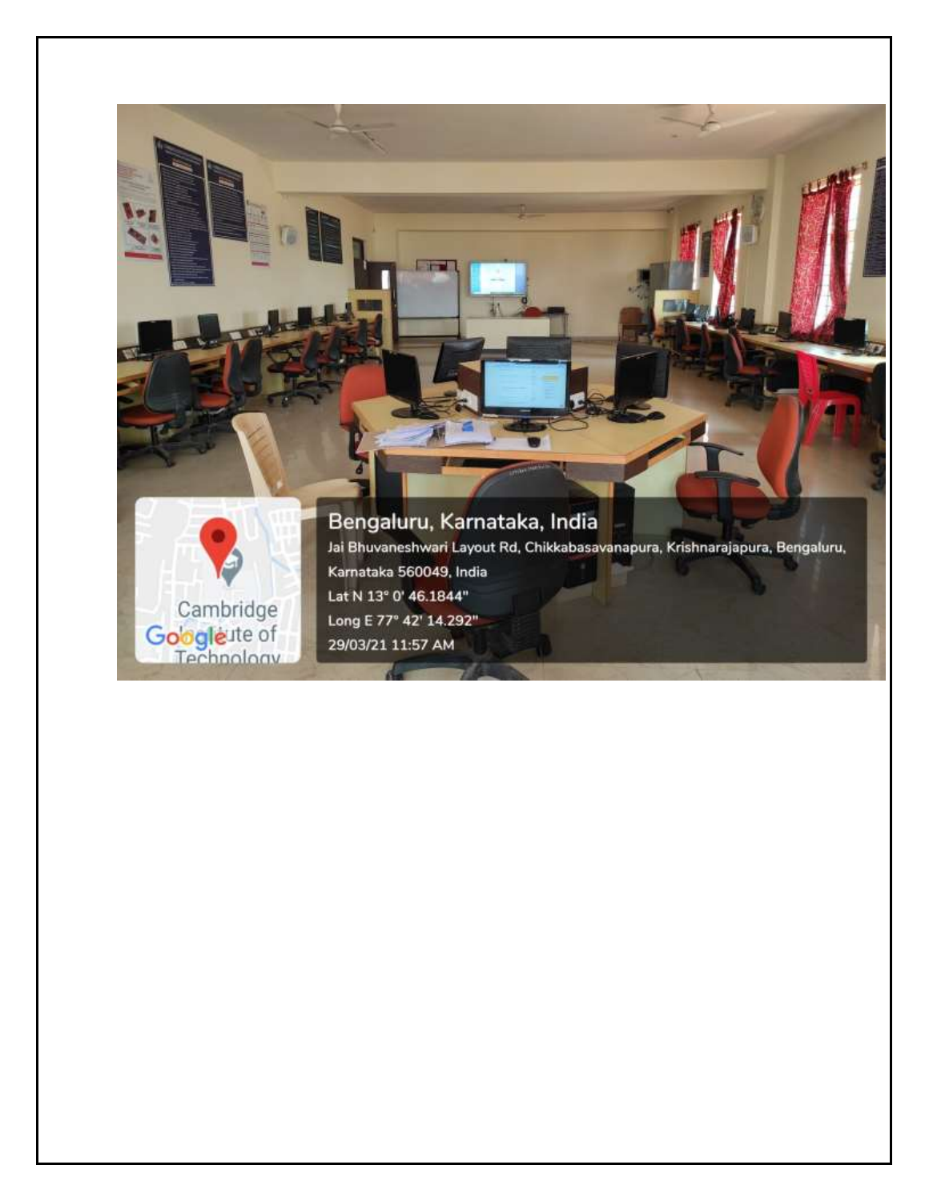Bengaluru, Karnataka, India

Jai Bhuvaneshwari Layout Rd, Chikkabasavanapura, Krishnarajapura, Bengaluru, Karnataka 560049, India

Lat N 13° 0' 46.1844"

Long E 77° 42' 14.292"

29/03/21 11:57 AM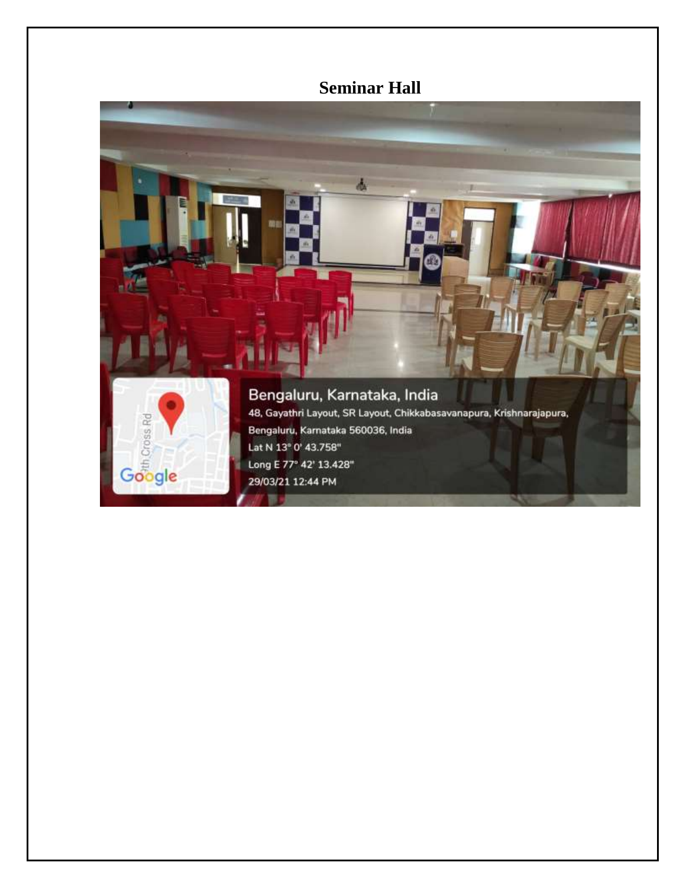# Seminar Hall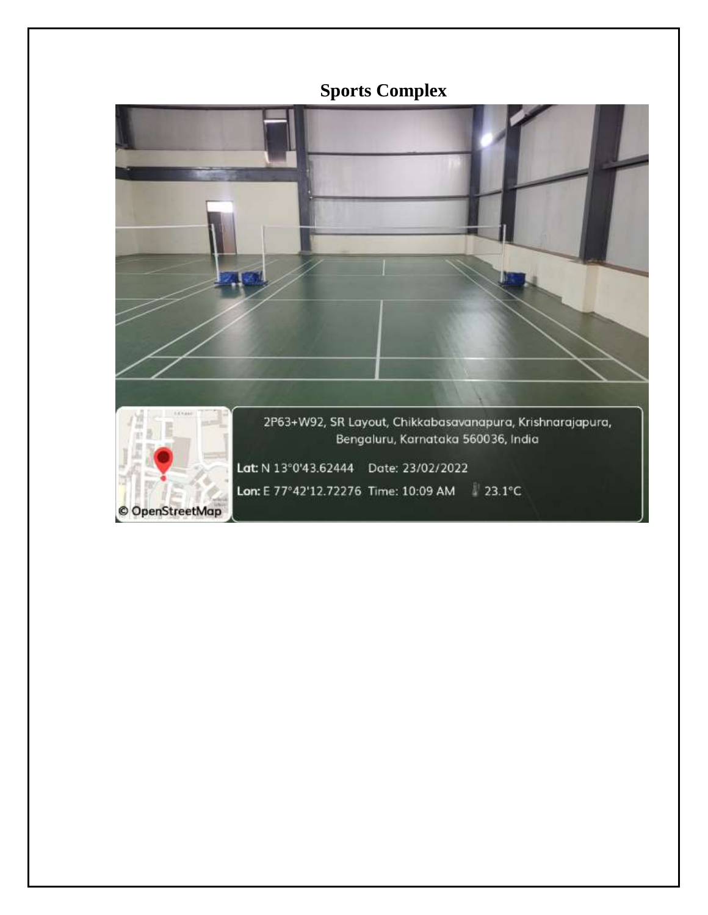# Sports Complex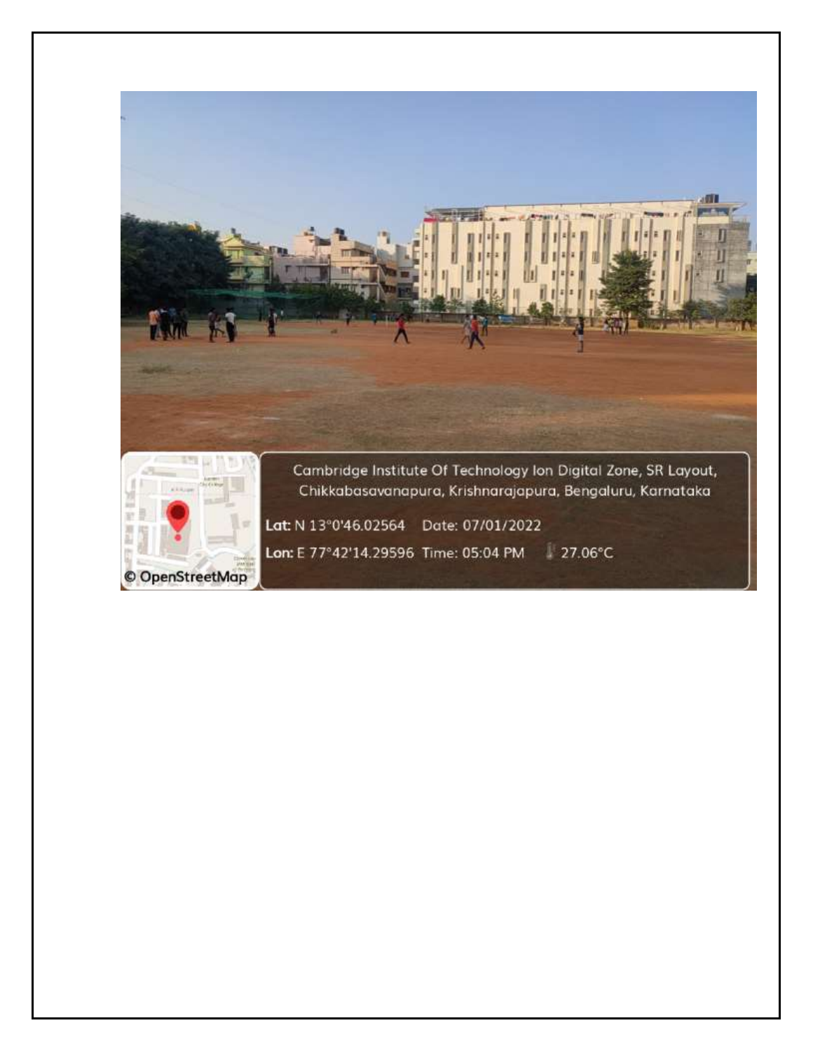Cambridge Institute Of Technology Ion Digital Zone, SR Layout, Chikkabasavanapura, Krishnarajapura, Bengaluru, Karnataka

**Lat:** N 13°0'46.02564 Date: 07/01/2022

**Lon:** E 77°42'14.29596 Time: 05:04 PM 27.06°C

© OpenStreetMap